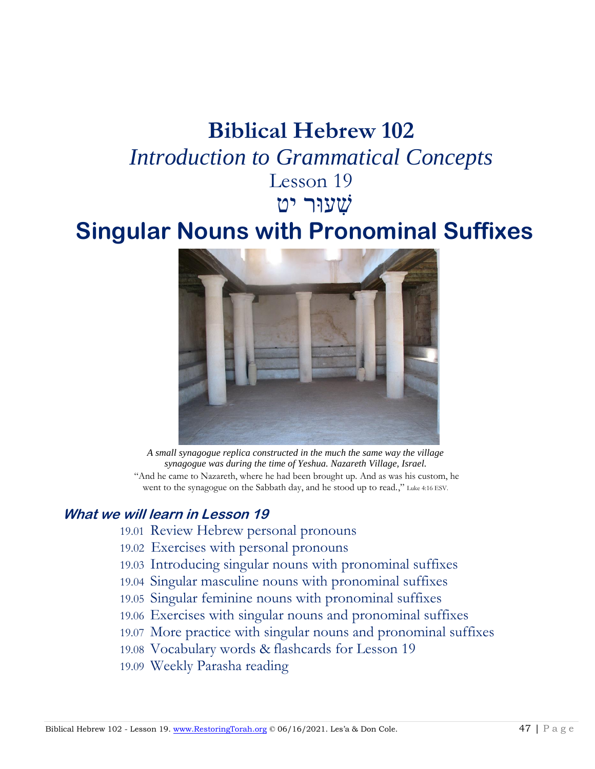# Biblical Hebrew 102

## *Introduction to Grammatical Concepts*

Lesson 19

שִׁעוּר יט

# Singular Nouns with Pronominal Suffixes

*A small synagogue replica constructed in the much the same way the village synagogue was during the time of Yeshua. Nazareth Village, Israel.*

"And he came to Nazareth, where he had been brought up. And as was his custom, he went to the synagogue on the Sabbath day, and he stood up to read.," Luke 4:16 ESV.

### ***What we will learn in Lesson 19***

- 19.01 Review Hebrew personal pronouns
- 19.02 Exercises with personal pronouns
- 19.03 Introducing singular nouns with pronominal suffixes
- 19.04 Singular masculine nouns with pronominal suffixes
- 19.05 Singular feminine nouns with pronominal suffixes
- 19.06 Exercises with singular nouns and pronominal suffixes
- 19.07 More practice with singular nouns and pronominal suffixes
- 19.08 Vocabulary words & flashcards for Lesson 19
- 19.09 Weekly Parasha reading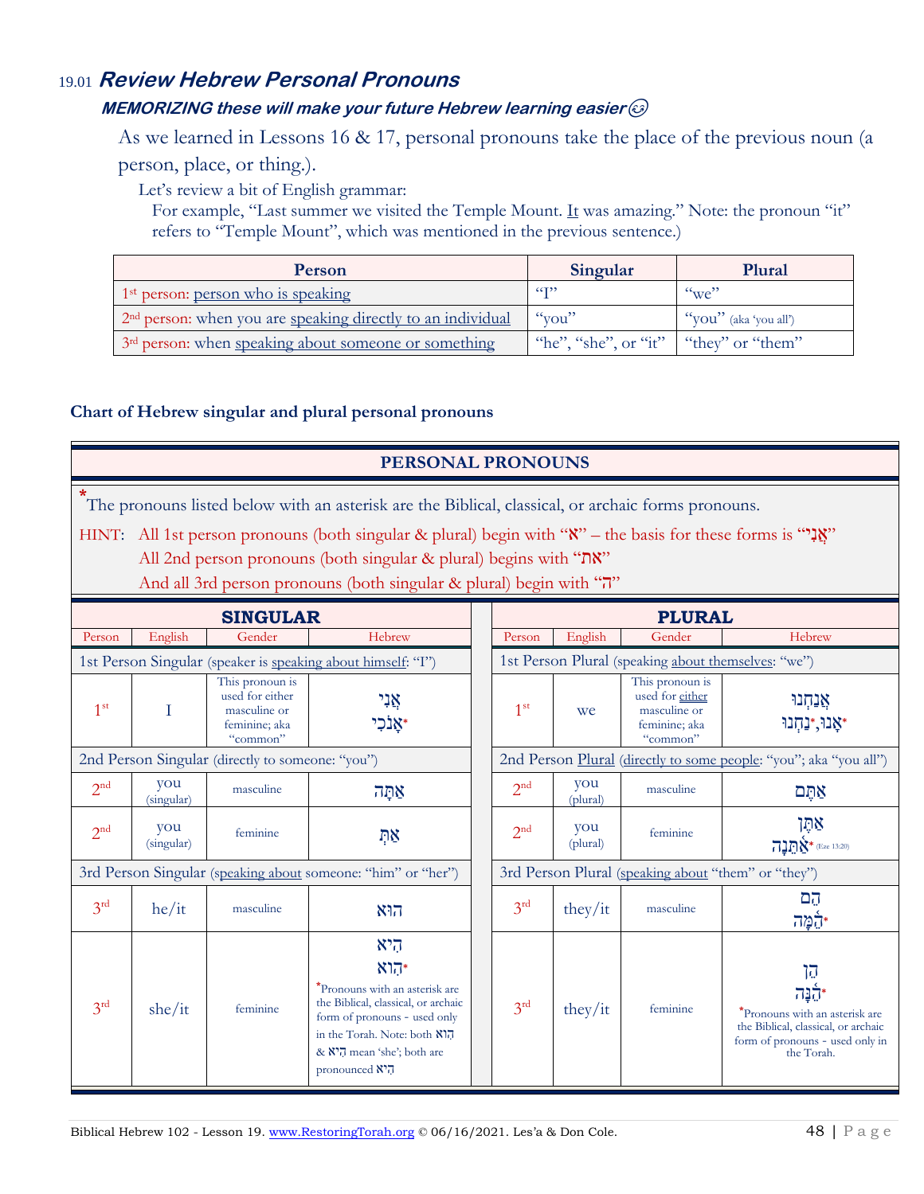## 19.01 *Review Hebrew Personal Pronouns*

### *MEMORIZING these will make your future Hebrew learning easier*☺

As we learned in Lessons 16 & 17, personal pronouns take the place of the previous noun (a person, place, or thing.).

Let's review a bit of English grammar:

For example, "Last summer we visited the Temple Mount. It was amazing." Note: the pronoun "it" refers to "Temple Mount", which was mentioned in the previous sentence.)

| Person | Singular | Plural |
|---|---|---|
| 1st person: person who is speaking | "I" | "we" |
| 2nd person: when you are speaking directly to an individual | "you" | "you" (aka 'you all') |
| 3rd person: when speaking about someone or something | "he", "she", or "it" | "they" or "them" |

**Chart of Hebrew singular and plural personal pronouns**

**PERSONAL PRONOUNS**

*The pronouns listed below with an asterisk are the Biblical, classical, or archaic forms pronouns.

HINT: All 1st person pronouns (both singular & plural) begin with "א" – the basis for these forms is "אֲנִי"
All 2nd person pronouns (both singular & plural) begins with "את"
And all 3rd person pronouns (both singular & plural) begin with "ה"

| SINGULAR | | | | PLURAL | | | |
|---|---|---|---|---|---|---|---|
| Person | English | Gender | Hebrew | Person | English | Gender | Hebrew |
| 1st Person Singular (speaker is speaking about himself: "I") | | | | 1st Person Plural (speaking about themselves: "we") | | | |
| 1st | I | This pronoun is used for either masculine or feminine; aka "common" | אֲנִי<br>אָנֹכִי* | 1st | we | This pronoun is used for either masculine or feminine; aka "common" | אֲנַחְנוּ<br>אָנוּ*,נַחְנוּ* |
| 2nd Person Singular (directly to someone: "you") | | | | 2nd Person Plural (directly to some people: "you"; aka "you all") | | | |
| 2nd | you (singular) | masculine | אַתָּה | 2nd | you (plural) | masculine | אַתֶּם |
| 2nd | you (singular) | feminine | אַתְּ | 2nd | you (plural) | feminine | אַתֶּן<br>אַתֵּנָה* (Eze 13:20) |
| 3rd Person Singular (speaking about someone: "him" or "her") | | | | 3rd Person Plural (speaking about "them" or "they") | | | |
| 3rd | he/it | masculine | הוּא | 3rd | they/it | masculine | הֵם<br>הֵמָּה* |
| 3rd | she/it | feminine | הִיא<br>הִוא*<br>*Pronouns with an asterisk are the Biblical, classical, or archaic form of pronouns - used only in the Torah. Note: both הִוא & הִיא mean 'she'; both are pronounced הִיא | 3rd | they/it | feminine | הֵן<br>הֵנָּה*<br>*Pronouns with an asterisk are the Biblical, classical, or archaic form of pronouns - used only in the Torah. |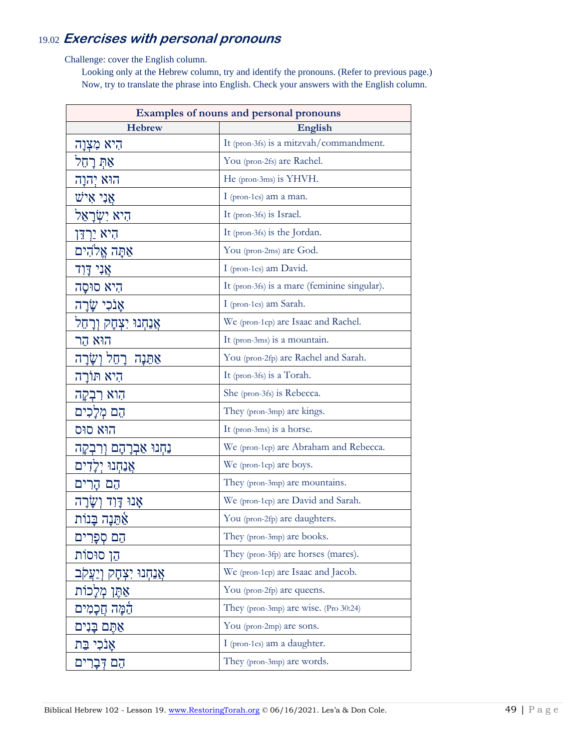## 19.02 *Exercises with personal pronouns*

Challenge: cover the English column.

Looking only at the Hebrew column, try and identify the pronouns. (Refer to previous page.)

Now, try to translate the phrase into English. Check your answers with the English column.

| Examples of nouns and personal pronouns | |
|---|---|
| **Hebrew** | **English** |
| הִיא מִצְוָה | It (pron-3fs) is a mitzvah/commandment. |
| אַתְּ רָחֵל | You (pron-2fs) are Rachel. |
| הוּא יְהוָה | He (pron-3ms) is YHVH. |
| אֲנִי אִישׁ | I (pron-1cs) am a man. |
| הִיא יִשְׂרָאֵל | It (pron-3fs) is Israel. |
| הִיא יַרְדֵּן | It (pron-3fs) is the Jordan. |
| אַתָּה אֱלֹהִים | You (pron-2ms) are God. |
| אֲנִי דָּוִד | I (pron-1cs) am David. |
| הִיא סוּסָה | It (pron-3fs) is a mare (feminine singular). |
| אָנֹכִי שָׂרָה | I (pron-1cs) am Sarah. |
| אֲנַחְנוּ יִצְחָק וְרָחֵל | We (pron-1cp) are Isaac and Rachel. |
| הוּא הַר | It (pron-3ms) is a mountain. |
| אַתֵּנָה רָחֵל וְשָׂרָה | You (pron-2fp) are Rachel and Sarah. |
| הִיא תּוֹרָה | It (pron-3fs) is a Torah. |
| הִוא רִבְקָה | She (pron-3fs) is Rebecca. |
| הֵם מְלָכִים | They (pron-3mp) are kings. |
| הוּא סוּס | It (pron-3ms) is a horse. |
| נַחְנוּ אַבְרָהָם וְרִבְקָה | We (pron-1cp) are Abraham and Rebecca. |
| אֲנַחְנוּ יְלָדִים | We (pron-1cp) are boys. |
| הֵם הָרִים | They (pron-3mp) are mountains. |
| אָנוּ דָּוִד וְשָׂרָה | We (pron-1cp) are David and Sarah. |
| אַתֵּנָה בָּנוֹת | You (pron-2fp) are daughters. |
| הֵם סְפָרִים | They (pron-3mp) are books. |
| הֵן סוּסוֹת | They (pron-3fp) are horses (mares). |
| אֲנַחְנוּ יִצְחָק וְיַעֲקֹב | We (pron-1cp) are Isaac and Jacob. |
| אַתֶּן מְלָכוֹת | You (pron-2fp) are queens. |
| הֵמָּה חֲכָמִים | They (pron-3mp) are wise. (Pro 30:24) |
| אַתֶּם בָּנִים | You (pron-2mp) are sons. |
| אָנֹכִי בַּת | I (pron-1cs) am a daughter. |
| הֵם דְּבָרִים | They (pron-3mp) are words. |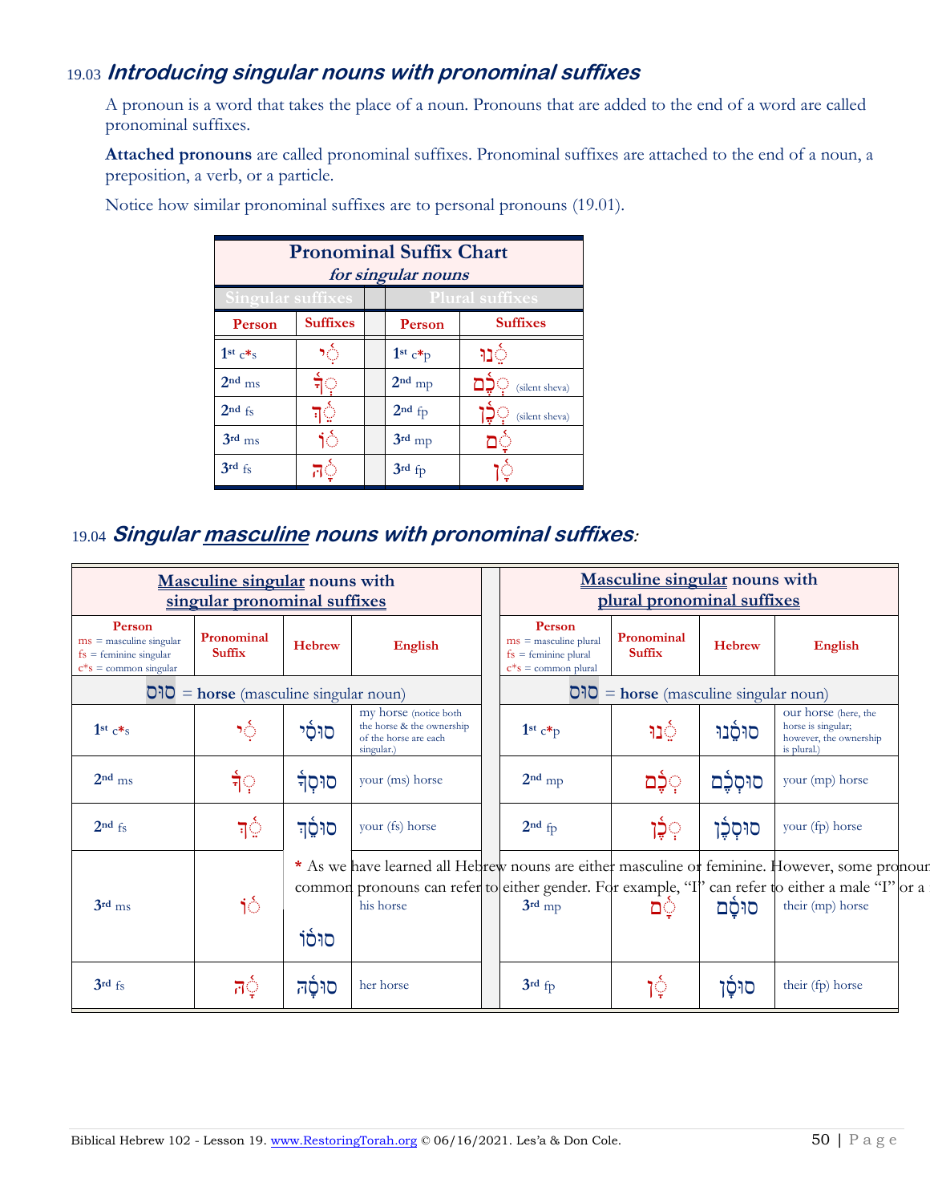## 19.03 *Introducing singular nouns with pronominal suffixes*

A pronoun is a word that takes the place of a noun. Pronouns that are added to the end of a word are called pronominal suffixes.

**Attached pronouns** are called pronominal suffixes. Pronominal suffixes are attached to the end of a noun, a preposition, a verb, or a particle.

Notice how similar pronominal suffixes are to personal pronouns (19.01).

| **Pronominal Suffix Chart** *for singular nouns* | | | |
|---|---|---|---|
| Singular suffixes | | Plural suffixes | |
| **Person** | **Suffixes** | **Person** | **Suffixes** |
| 1st c*s | ִ֫י | 1st c*p | ֵ֫נוּ |
| 2nd ms | ְ֫ךָ | 2nd mp | ְכֶ֫ם (silent sheva) |
| 2nd fs | ֵ֫ךְ | 2nd fp | ְכֶ֫ן (silent sheva) |
| 3rd ms | ֹ֫ו | 3rd mp | ָ֫ם |
| 3rd fs | ָ֫הּ | 3rd fp | ָ֫ן |

## 19.04 *Singular masculine nouns with pronominal suffixes:*

| **Masculine singular nouns with singular pronominal suffixes** | | | | **Masculine singular nouns with plural pronominal suffixes** | | | |
|---|---|---|---|---|---|---|---|
| **Person** ms = masculine singular fs = feminine singular c*s = common singular | **Pronominal Suffix** | **Hebrew** | **English** | **Person** ms = masculine plural fs = feminine plural c*s = common plural | **Pronominal Suffix** | **Hebrew** | **English** |
| סוּס = **horse** (masculine singular noun) | | | | סוּס = **horse** (masculine singular noun) | | | |
| 1st c*s | ִ֫י | סוּסִ֫י | my horse (notice both the horse & the ownership of the horse are each singular.) | 1st c*p | ֵ֫נוּ | סוּסֵ֫נוּ | our horse (here, the horse is singular; however, the ownership is plural.) |
| 2nd ms | ְ֫ךָ | סוּסְ֫ךָ | your (ms) horse | 2nd mp | ְכֶ֫ם | סוּסְכֶ֫ם | your (mp) horse |
| 2nd fs | ֵ֫ךְ | סוּסֵ֫ךְ | your (fs) horse | 2nd fp | ְכֶ֫ן | סוּסְכֶ֫ן | your (fp) horse |
| 3rd ms | ֹ֫ו | סוּסֹ֫ו | his horse | 3rd mp | ָ֫ם | סוּסָ֫ם | their (mp) horse |
| 3rd fs | ָ֫הּ | סוּסָ֫הּ | her horse | 3rd fp | ָ֫ן | סוּסָ֫ן | their (fp) horse |

\* As we have learned all Hebrew nouns are either masculine or feminine. However, some pronoun common pronouns can refer to either gender. For example, "I" can refer to either a male "I" or a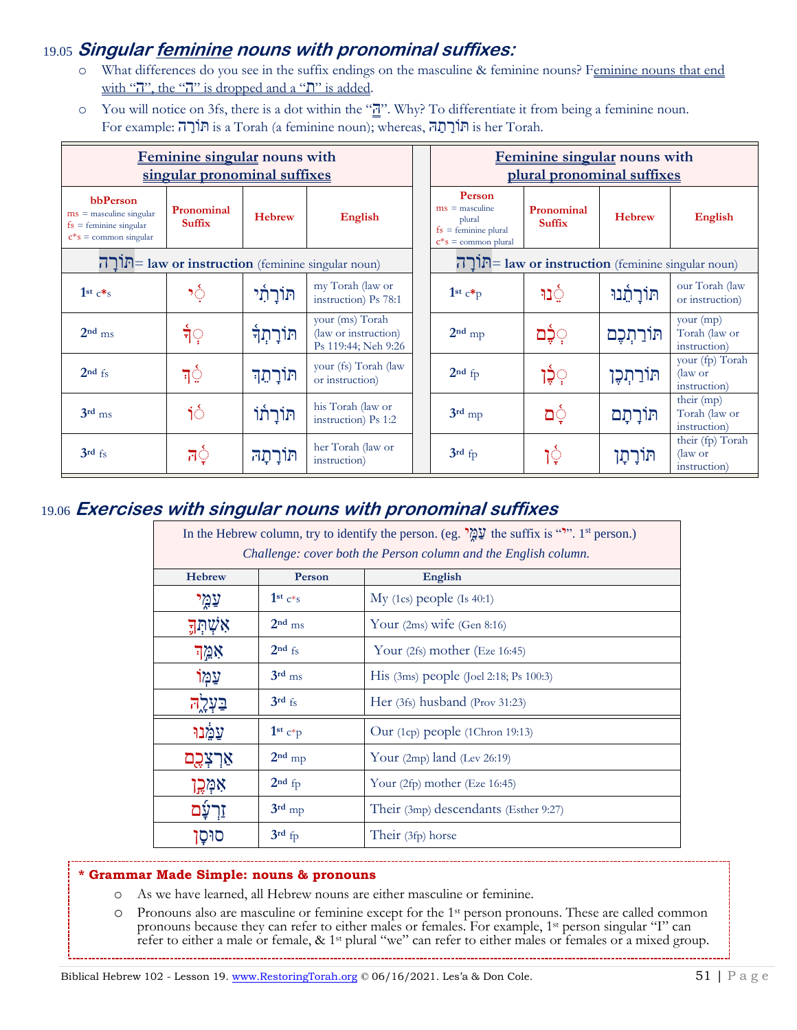19.05 ***Singular feminine nouns with pronominal suffixes:***

- What differences do you see in the suffix endings on the masculine & feminine nouns? Feminine nouns that end with "ה", the "ה" is dropped and a "ת" is added.
- You will notice on 3fs, there is a dot within the "הָּ". Why? To differentiate it from being a feminine noun. For example: תּוֹרָה is a Torah (a feminine noun); whereas, תּוֹרָתָהּ is her Torah.

| **Feminine singular nouns with singular pronominal suffixes** | | | | | **Feminine singular nouns with plural pronominal suffixes** | | | |
|---|---|---|---|---|---|---|---|---|
| **bbPerson** ms = masculine singular fs = feminine singular c*s = common singular | **Pronominal Suffix** | **Hebrew** | **English** | | **Person** ms = masculine plural fs = feminine plural c*s = common plural | **Pronominal Suffix** | **Hebrew** | **English** |
| תּוֹרָה= **law or instruction** (feminine singular noun) | | | | | תּוֹרָה= **law or instruction** (feminine singular noun) | | | |
| 1st c*s | ִי | תּוֹרָתִי | my Torah (law or instruction) Ps 78:1 | | 1st c*p | ֵנוּ | תּוֹרָתֵנוּ | our Torah (law or instruction) |
| 2nd ms | ְךָ | תּוֹרָתְךָ | your (ms) Torah (law or instruction) Ps 119:44; Neh 9:26 | | 2nd mp | ְכֶם | תּוֹרַתְכֶם | your (mp) Torah (law or instruction) |
| 2nd fs | ֵךְ | תּוֹרָתֵךְ | your (fs) Torah (law or instruction) | | 2nd fp | ְכֶן | תּוֹרַתְכֶן | your (fp) Torah (law or instruction) |
| 3rd ms | וֹ | תּוֹרָתוֹ | his Torah (law or instruction) Ps 1:2 | | 3rd mp | ָם | תּוֹרָתָם | their (mp) Torah (law or instruction) |
| 3rd fs | ָהּ | תּוֹרָתָהּ | her Torah (law or instruction) | | 3rd fp | ָן | תּוֹרָתָן | their (fp) Torah (law or instruction) |

19.06 ***Exercises with singular nouns with pronominal suffixes***

In the Hebrew column, try to identify the person. (eg. עַמִּי the suffix is "י". 1st person.)
*Challenge: cover both the Person column and the English column.*

| Hebrew | Person | English |
|---|---|---|
| עַמִּי | 1st c*s | My (1cs) people (Is 40:1) |
| אִשְׁתְּךָ | 2nd ms | Your (2ms) wife (Gen 8:16) |
| אִמֵּךְ | 2nd fs | Your (2fs) mother (Eze 16:45) |
| עַמּוֹ | 3rd ms | His (3ms) people (Joel 2:18; Ps 100:3) |
| בַּעְלָהּ | 3rd fs | Her (3fs) husband (Prov 31:23) |
| עַמֵּנוּ | 1st c*p | Our (1cp) people (1Chron 19:13) |
| אַרְצְכֶם | 2nd mp | Your (2mp) land (Lev 26:19) |
| אִמְּכֶן | 2nd fp | Your (2fp) mother (Eze 16:45) |
| זַרְעָם | 3rd mp | Their (3mp) descendants (Esther 9:27) |
| סוּסָן | 3rd fp | Their (3fp) horse |

**\* Grammar Made Simple: nouns & pronouns**

- As we have learned, all Hebrew nouns are either masculine or feminine.
- Pronouns also are masculine or feminine except for the 1st person pronouns. These are called common pronouns because they can refer to either males or females. For example, 1st person singular "I" can refer to either a male or female, & 1st plural "we" can refer to either males or females or a mixed group.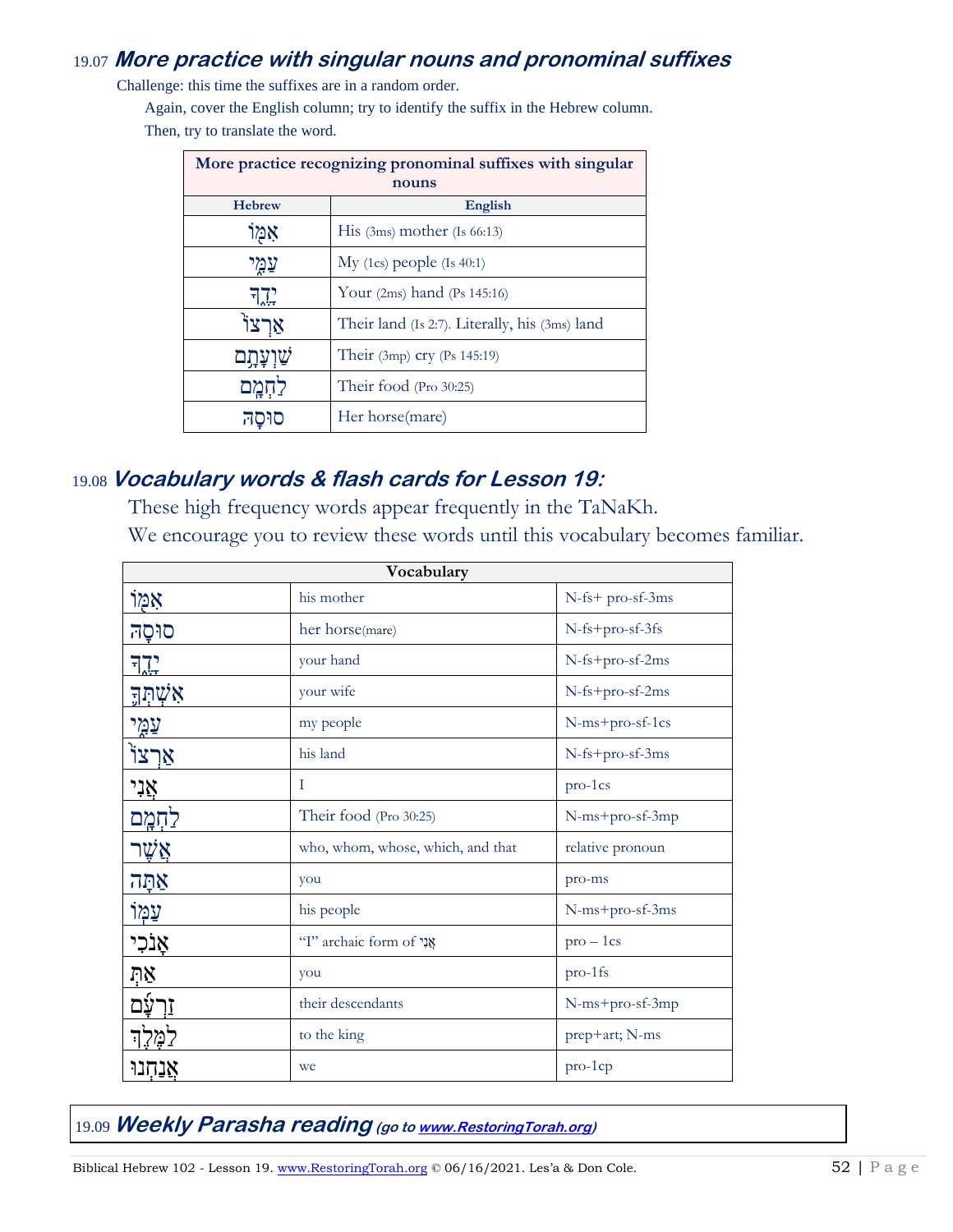## 19.07 *More practice with singular nouns and pronominal suffixes*

Challenge: this time the suffixes are in a random order.

Again, cover the English column; try to identify the suffix in the Hebrew column.

Then, try to translate the word.

| More practice recognizing pronominal suffixes with singular nouns | |
|---|---|
| **Hebrew** | **English** |
| אִמּוֹ | His (3ms) mother (Is 66:13) |
| עַמִּ֑י | My (1cs) people (Is 40:1) |
| יָדֶ֑ךָ | Your (2ms) hand (Ps 145:16) |
| אַרְצוֹ֙ | Their land (Is 2:7). Literally, his (3ms) land |
| שַׁוְעָתָ֥ם | Their (3mp) cry (Ps 145:19) |
| לַחְמָֽם | Their food (Pro 30:25) |
| סוּסָה | Her horse(mare) |

## 19.08 *Vocabulary words & flash cards for Lesson 19:*

These high frequency words appear frequently in the TaNaKh.

We encourage you to review these words until this vocabulary becomes familiar.

| Vocabulary | | |
|---|---|---|
| אִמּוֹ | his mother | N-fs+ pro-sf-3ms |
| סוּסָה | her horse(mare) | N-fs+pro-sf-3fs |
| יָדֶ֑ךָ | your hand | N-fs+pro-sf-2ms |
| אִשְׁתְּךָ֣ | your wife | N-fs+pro-sf-2ms |
| עַמִּ֑י | my people | N-ms+pro-sf-1cs |
| אַרְצוֹ֙ | his land | N-fs+pro-sf-3ms |
| אֲנִי | I | pro-1cs |
| לַחְמָֽם | Their food (Pro 30:25) | N-ms+pro-sf-3mp |
| אֲשֶׁר | who, whom, whose, which, and that | relative pronoun |
| אַתָּה | you | pro-ms |
| עַמּוֹ | his people | N-ms+pro-sf-3ms |
| אָנֹכִי | "I" archaic form of אֲנִי | pro – 1cs |
| אַתְּ | you | pro-1fs |
| זַרְעָ֑ם | their descendants | N-ms+pro-sf-3mp |
| לַמֶּ֫לֶךְ | to the king | prep+art; N-ms |
| אֲנַחְנוּ | we | pro-1cp |

## 19.09 *Weekly Parasha reading (go to www.RestoringTorah.org)*